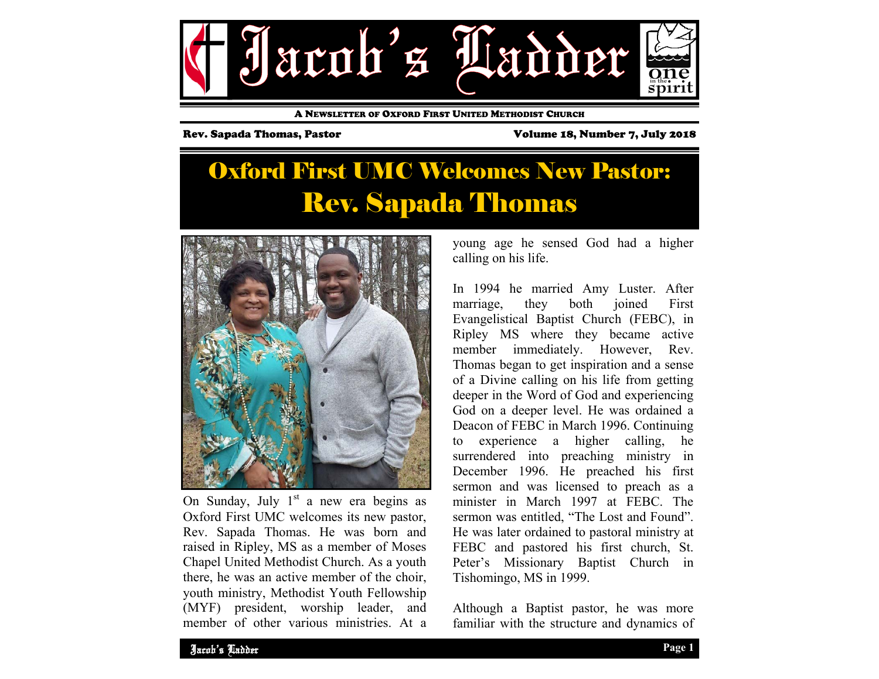# Jacob's Ladder

A NEWSLETTER OF OXFORD FIRST UNITED METHODIST CHURCH

**Rev. Sapada Thomas, Pastor** | **Volume 18, Number 7, July 2018**

## Oxford First UMC Welcomes New Pastor: Rev. Sapada Thomas

On Sunday, July 1st a new era begins as Oxford First UMC welcomes its new pastor, Rev. Sapada Thomas. He was born and raised in Ripley, MS as a member of Moses Chapel United Methodist Church. As a youth there, he was an active member of the choir, youth ministry, Methodist Youth Fellowship (MYF) president, worship leader, and member of other various ministries. At a young age he sensed God had a higher calling on his life.

In 1994 he married Amy Luster. After marriage, they both joined First Evangelistical Baptist Church (FEBC), in Ripley MS where they became active member immediately. However, Rev. Thomas began to get inspiration and a sense of a Divine calling on his life from getting deeper in the Word of God and experiencing God on a deeper level. He was ordained a Deacon of FEBC in March 1996. Continuing to experience a higher calling, he surrendered into preaching ministry in December 1996. He preached his first sermon and was licensed to preach as a minister in March 1997 at FEBC. The sermon was entitled, "The Lost and Found". He was later ordained to pastoral ministry at FEBC and pastored his first church, St. Peter's Missionary Baptist Church in Tishomingo, MS in 1999.

Although a Baptist pastor, he was more familiar with the structure and dynamics of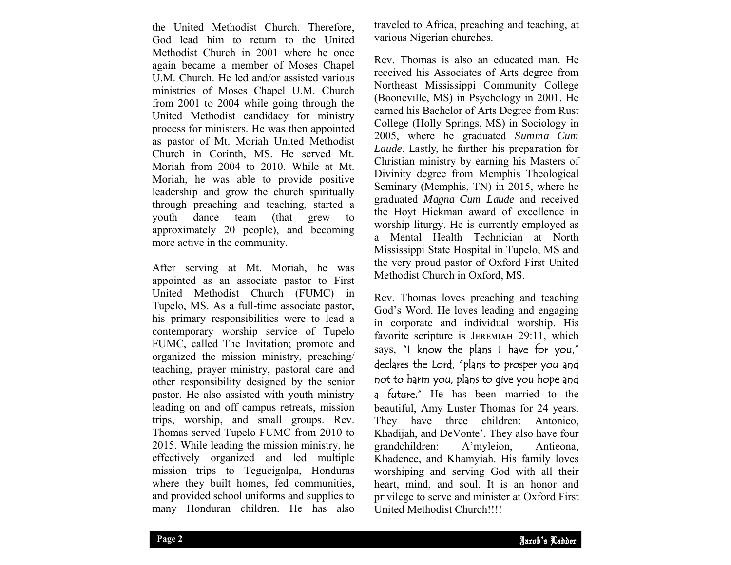the United Methodist Church. Therefore, God lead him to return to the United Methodist Church in 2001 where he once again became a member of Moses Chapel U.M. Church. He led and/or assisted various ministries of Moses Chapel U.M. Church from 2001 to 2004 while going through the United Methodist candidacy for ministry process for ministers. He was then appointed as pastor of Mt. Moriah United Methodist Church in Corinth, MS. He served Mt. Moriah from 2004 to 2010. While at Mt. Moriah, he was able to provide positive leadership and grow the church spiritually through preaching and teaching, started a youth dance team (that grew to approximately 20 people), and becoming more active in the community.

After serving at Mt. Moriah, he was appointed as an associate pastor to First United Methodist Church (FUMC) in Tupelo, MS. As a full-time associate pastor, his primary responsibilities were to lead a contemporary worship service of Tupelo FUMC, called The Invitation; promote and organized the mission ministry, preaching/ teaching, prayer ministry, pastoral care and other responsibility designed by the senior pastor. He also assisted with youth ministry leading on and off campus retreats, mission trips, worship, and small groups. Rev. Thomas served Tupelo FUMC from 2010 to 2015. While leading the mission ministry, he effectively organized and led multiple mission trips to Tegucigalpa, Honduras where they built homes, fed communities, and provided school uniforms and supplies to many Honduran children. He has also traveled to Africa, preaching and teaching, at various Nigerian churches.

Rev. Thomas is also an educated man. He received his Associates of Arts degree from Northeast Mississippi Community College (Booneville, MS) in Psychology in 2001. He earned his Bachelor of Arts Degree from Rust College (Holly Springs, MS) in Sociology in 2005, where he graduated *Summa Cum Laude*. Lastly, he further his preparation for Christian ministry by earning his Masters of Divinity degree from Memphis Theological Seminary (Memphis, TN) in 2015, where he graduated *Magna Cum Laude* and received the Hoyt Hickman award of excellence in worship liturgy. He is currently employed as a Mental Health Technician at North Mississippi State Hospital in Tupelo, MS and the very proud pastor of Oxford First United Methodist Church in Oxford, MS.

Rev. Thomas loves preaching and teaching God's Word. He loves leading and engaging in corporate and individual worship. His favorite scripture is JEREMIAH 29:11, which says, "I know the plans I have for you," declares the Lord, "plans to prosper you and not to harm you, plans to give you hope and a future." He has been married to the beautiful, Amy Luster Thomas for 24 years. They have three children: Antonieo, Khadijah, and DeVonte'. They also have four grandchildren: A'myleion, Antieona, Khadence, and Khamyiah. His family loves worshiping and serving God with all their heart, mind, and soul. It is an honor and privilege to serve and minister at Oxford First United Methodist Church!!!!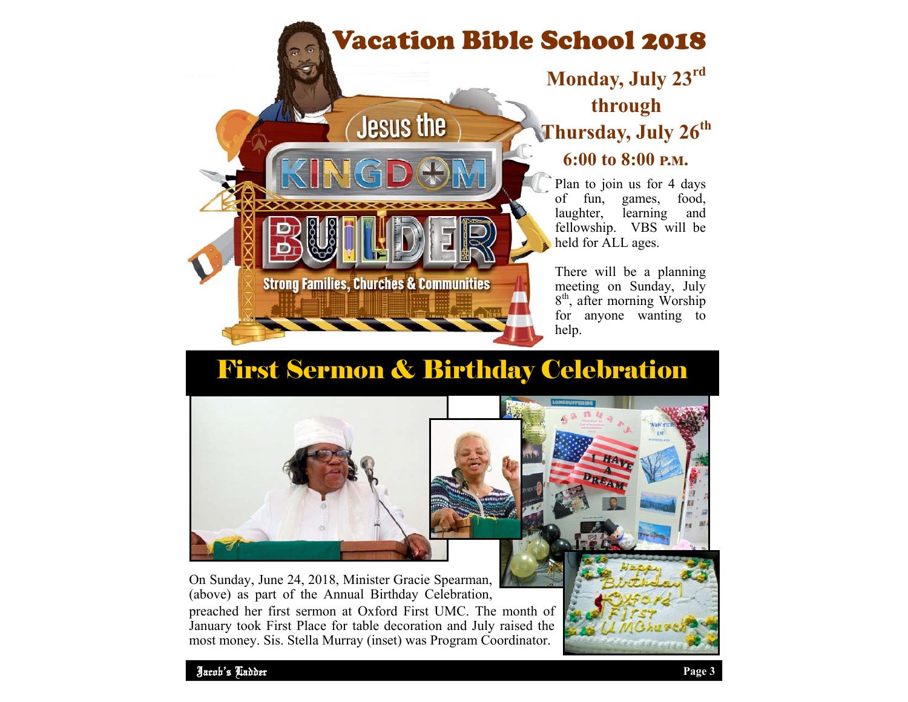# Vacation Bible School 2018

**Monday, July 23rd**
**through**
**Thursday, July 26th**
**6:00 to 8:00 P.M.**

Plan to join us for 4 days of fun, games, food, laughter, learning and fellowship. VBS will be held for ALL ages.

There will be a planning meeting on Sunday, July 8th, after morning Worship for anyone wanting to help.

# First Sermon & Birthday Celebration

On Sunday, June 24, 2018, Minister Gracie Spearman, (above) as part of the Annual Birthday Celebration, preached her first sermon at Oxford First UMC. The month of January took First Place for table decoration and July raised the most money. Sis. Stella Murray (inset) was Program Coordinator.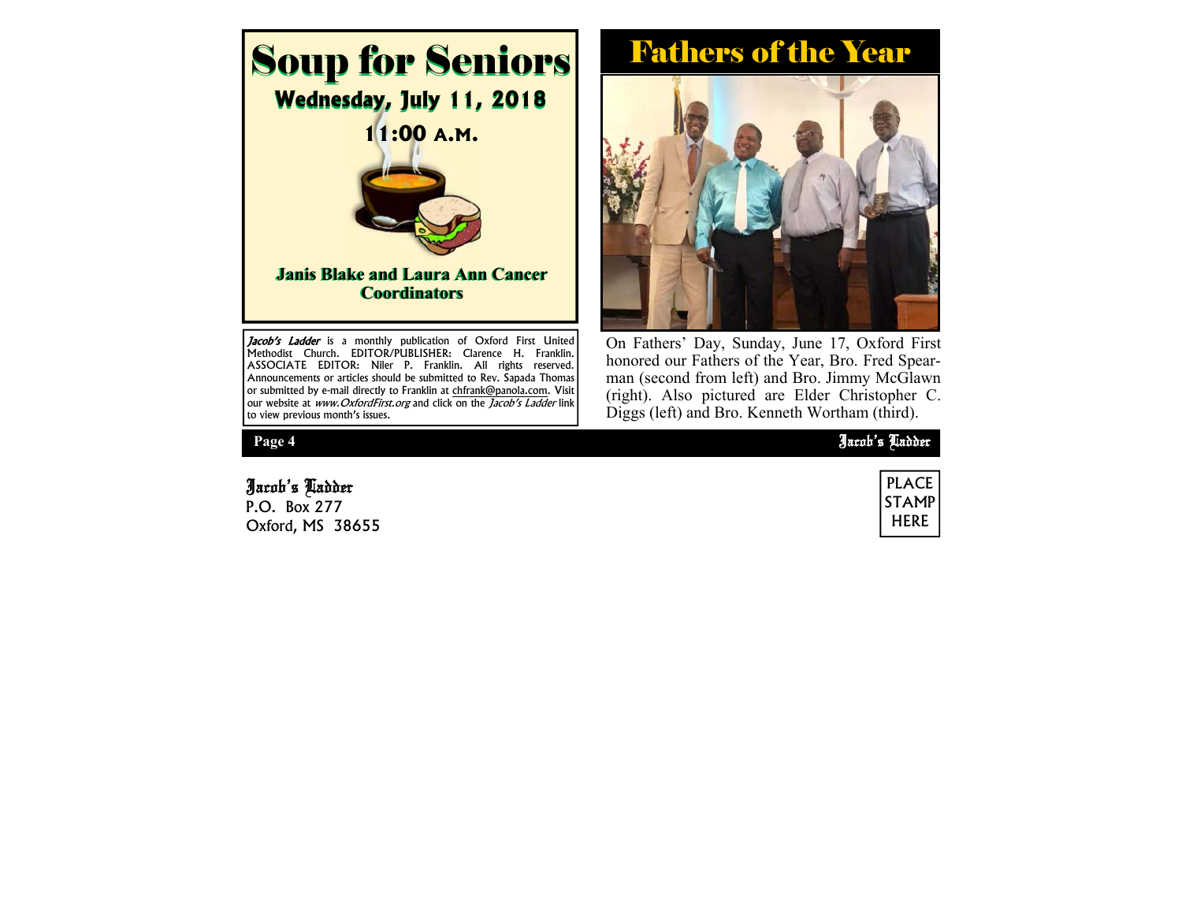# Soup for Seniors

**Wednesday, July 11, 2018**

**11:00 A.M.**

**Janis Blake and Laura Ann Cancer Coordinators**

*Jacob's Ladder* is a monthly publication of Oxford First United Methodist Church. EDITOR/PUBLISHER: Clarence H. Franklin. ASSOCIATE EDITOR: Niler P. Franklin. All rights reserved. Announcements or articles should be submitted to Rev. Sapada Thomas or submitted by e-mail directly to Franklin at chfrank@panola.com. Visit our website at *www.OxfordFirst.org* and click on the *Jacob's Ladder* link to view previous month's issues.

# Fathers of the Year

On Fathers' Day, Sunday, June 17, Oxford First honored our Fathers of the Year, Bro. Fred Spearman (second from left) and Bro. Jimmy McGlawn (right). Also pictured are Elder Christopher C. Diggs (left) and Bro. Kenneth Wortham (third).

Jacob's Ladder
P.O. Box 277
Oxford, MS 38655

PLACE STAMP HERE